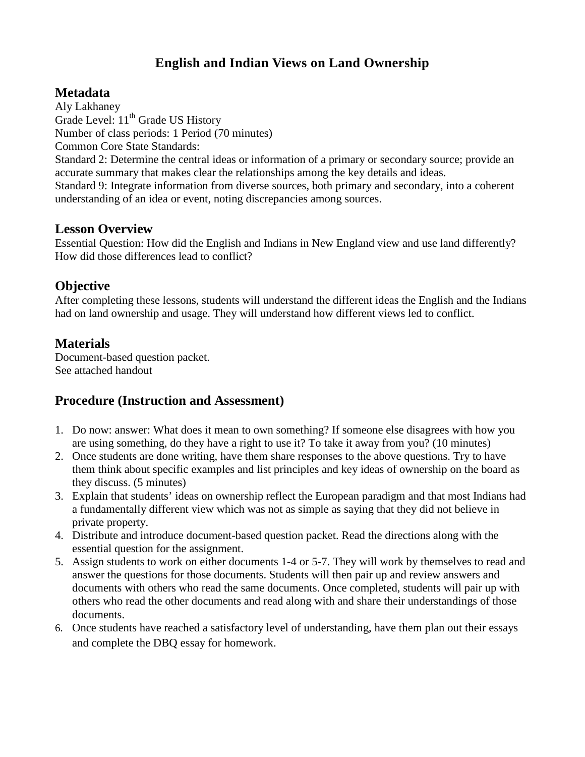# English and Indian Views on Land Ownership

## Metadata

Aly Lakhaney
Grade Level: 11th Grade US History
Number of class periods: 1 Period (70 minutes)
Common Core State Standards:
Standard 2: Determine the central ideas or information of a primary or secondary source; provide an accurate summary that makes clear the relationships among the key details and ideas.
Standard 9: Integrate information from diverse sources, both primary and secondary, into a coherent understanding of an idea or event, noting discrepancies among sources.

## Lesson Overview

Essential Question: How did the English and Indians in New England view and use land differently? How did those differences lead to conflict?

## Objective

After completing these lessons, students will understand the different ideas the English and the Indians had on land ownership and usage. They will understand how different views led to conflict.

## Materials

Document-based question packet.
See attached handout

## Procedure (Instruction and Assessment)

1. Do now: answer: What does it mean to own something? If someone else disagrees with how you are using something, do they have a right to use it? To take it away from you? (10 minutes)
2. Once students are done writing, have them share responses to the above questions. Try to have them think about specific examples and list principles and key ideas of ownership on the board as they discuss. (5 minutes)
3. Explain that students' ideas on ownership reflect the European paradigm and that most Indians had a fundamentally different view which was not as simple as saying that they did not believe in private property.
4. Distribute and introduce document-based question packet. Read the directions along with the essential question for the assignment.
5. Assign students to work on either documents 1-4 or 5-7. They will work by themselves to read and answer the questions for those documents. Students will then pair up and review answers and documents with others who read the same documents. Once completed, students will pair up with others who read the other documents and read along with and share their understandings of those documents.
6. Once students have reached a satisfactory level of understanding, have them plan out their essays and complete the DBQ essay for homework.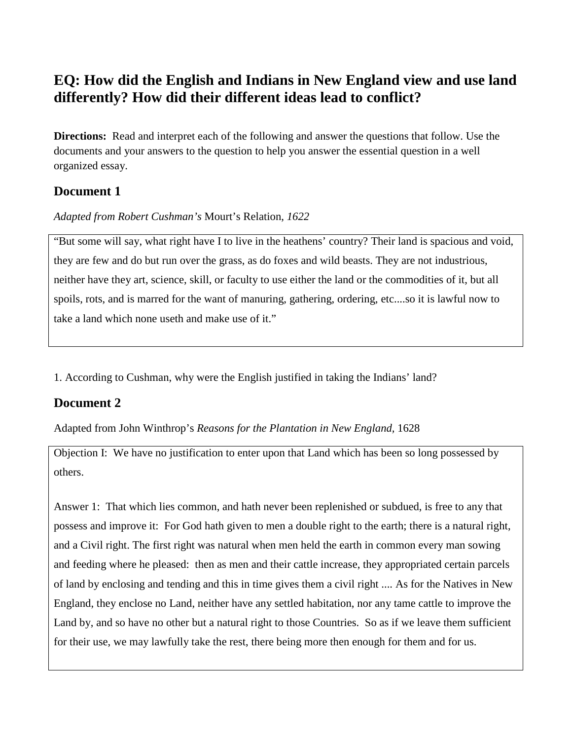## EQ: How did the English and Indians in New England view and use land differently? How did their different ideas lead to conflict?

**Directions:** Read and interpret each of the following and answer the questions that follow. Use the documents and your answers to the question to help you answer the essential question in a well organized essay.

## Document 1

*Adapted from Robert Cushman's* Mourt's Relation, *1622*

> "But some will say, what right have I to live in the heathens' country? Their land is spacious and void, they are few and do but run over the grass, as do foxes and wild beasts. They are not industrious, neither have they art, science, skill, or faculty to use either the land or the commodities of it, but all spoils, rots, and is marred for the want of manuring, gathering, ordering, etc....so it is lawful now to take a land which none useth and make use of it."

1. According to Cushman, why were the English justified in taking the Indians' land?

## Document 2

Adapted from John Winthrop's *Reasons for the Plantation in New England,* 1628

> Objection I: We have no justification to enter upon that Land which has been so long possessed by others.
>
> Answer 1: That which lies common, and hath never been replenished or subdued, is free to any that possess and improve it: For God hath given to men a double right to the earth; there is a natural right, and a Civil right. The first right was natural when men held the earth in common every man sowing and feeding where he pleased: then as men and their cattle increase, they appropriated certain parcels of land by enclosing and tending and this in time gives them a civil right .... As for the Natives in New England, they enclose no Land, neither have any settled habitation, nor any tame cattle to improve the Land by, and so have no other but a natural right to those Countries. So as if we leave them sufficient for their use, we may lawfully take the rest, there being more then enough for them and for us.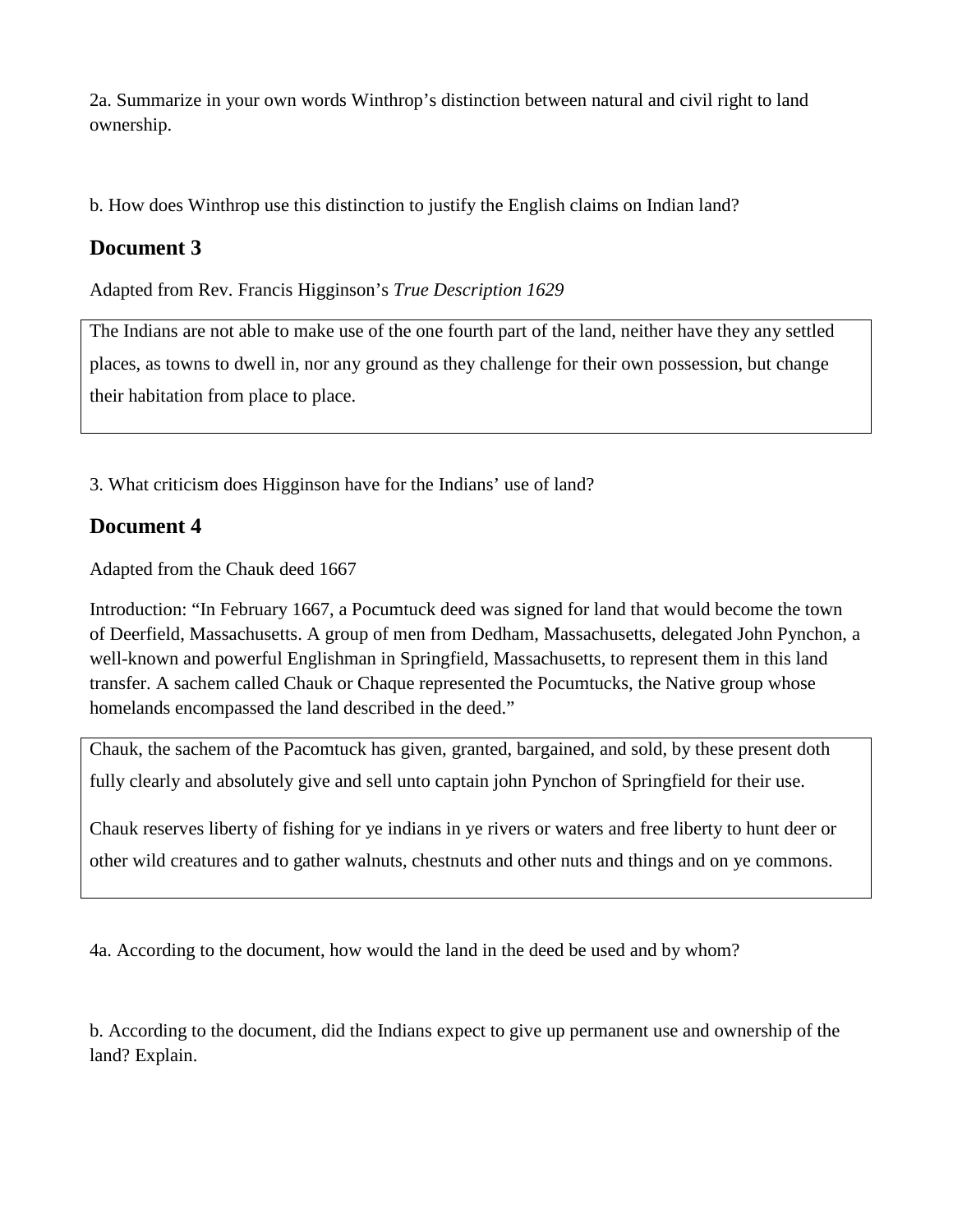2a. Summarize in your own words Winthrop's distinction between natural and civil right to land ownership.

b. How does Winthrop use this distinction to justify the English claims on Indian land?

## Document 3

Adapted from Rev. Francis Higginson's *True Description 1629*

> The Indians are not able to make use of the one fourth part of the land, neither have they any settled places, as towns to dwell in, nor any ground as they challenge for their own possession, but change their habitation from place to place.

3. What criticism does Higginson have for the Indians' use of land?

## Document 4

Adapted from the Chauk deed 1667

Introduction: "In February 1667, a Pocumtuck deed was signed for land that would become the town of Deerfield, Massachusetts. A group of men from Dedham, Massachusetts, delegated John Pynchon, a well-known and powerful Englishman in Springfield, Massachusetts, to represent them in this land transfer. A sachem called Chauk or Chaque represented the Pocumtucks, the Native group whose homelands encompassed the land described in the deed."

> Chauk, the sachem of the Pacomtuck has given, granted, bargained, and sold, by these present doth fully clearly and absolutely give and sell unto captain john Pynchon of Springfield for their use.
>
> Chauk reserves liberty of fishing for ye indians in ye rivers or waters and free liberty to hunt deer or other wild creatures and to gather walnuts, chestnuts and other nuts and things and on ye commons.

4a. According to the document, how would the land in the deed be used and by whom?

b. According to the document, did the Indians expect to give up permanent use and ownership of the land? Explain.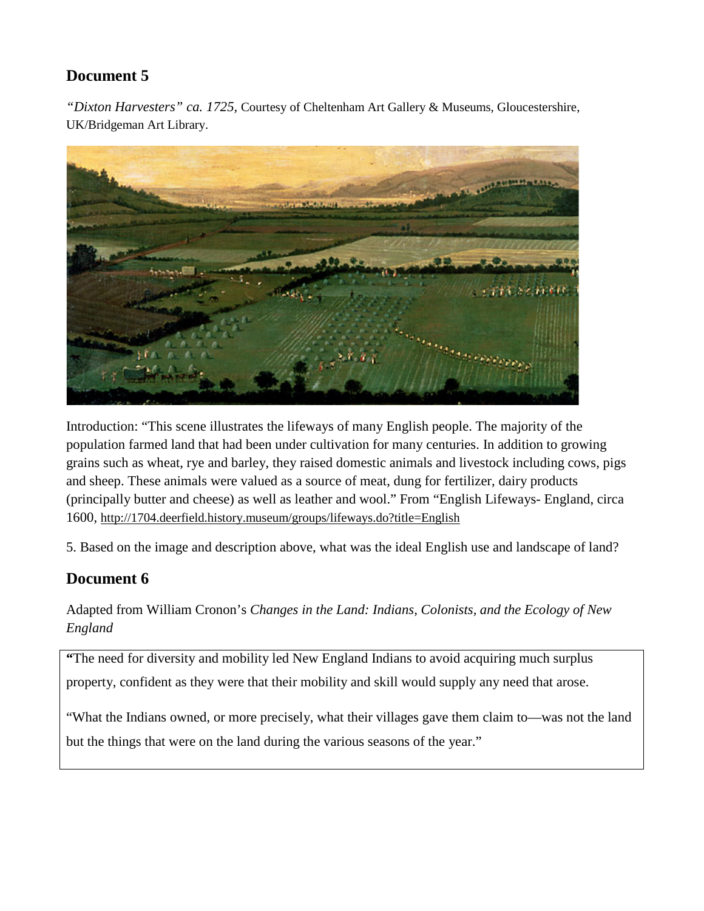## Document 5

*"Dixton Harvesters" ca. 1725*, Courtesy of Cheltenham Art Gallery & Museums, Gloucestershire, UK/Bridgeman Art Library.

Introduction: "This scene illustrates the lifeways of many English people. The majority of the population farmed land that had been under cultivation for many centuries. In addition to growing grains such as wheat, rye and barley, they raised domestic animals and livestock including cows, pigs and sheep. These animals were valued as a source of meat, dung for fertilizer, dairy products (principally butter and cheese) as well as leather and wool." From "English Lifeways- England, circa 1600, http://1704.deerfield.history.museum/groups/lifeways.do?title=English

5. Based on the image and description above, what was the ideal English use and landscape of land?

## Document 6

Adapted from William Cronon's *Changes in the Land: Indians, Colonists, and the Ecology of New England*

> **"**The need for diversity and mobility led New England Indians to avoid acquiring much surplus property, confident as they were that their mobility and skill would supply any need that arose.
>
> "What the Indians owned, or more precisely, what their villages gave them claim to—was not the land but the things that were on the land during the various seasons of the year."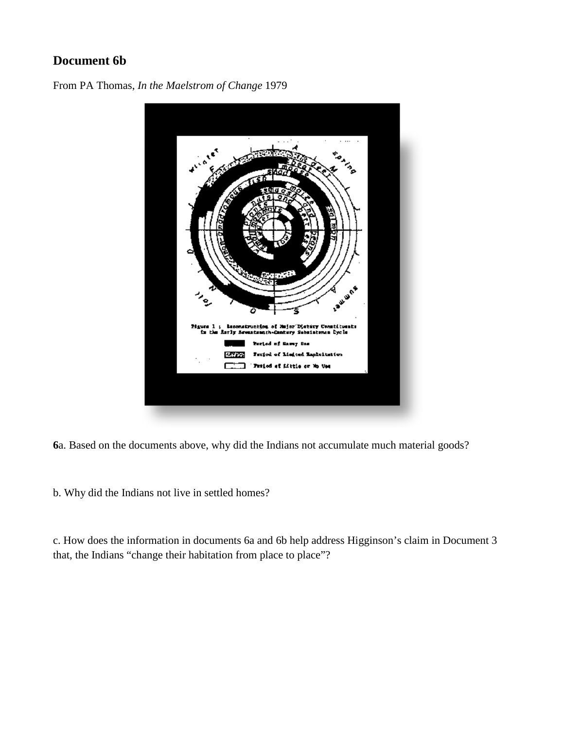## Document 6b

From PA Thomas, *In the Maelstrom of Change* 1979

**6**a. Based on the documents above, why did the Indians not accumulate much material goods?

b. Why did the Indians not live in settled homes?

c. How does the information in documents 6a and 6b help address Higginson's claim in Document 3 that, the Indians "change their habitation from place to place"?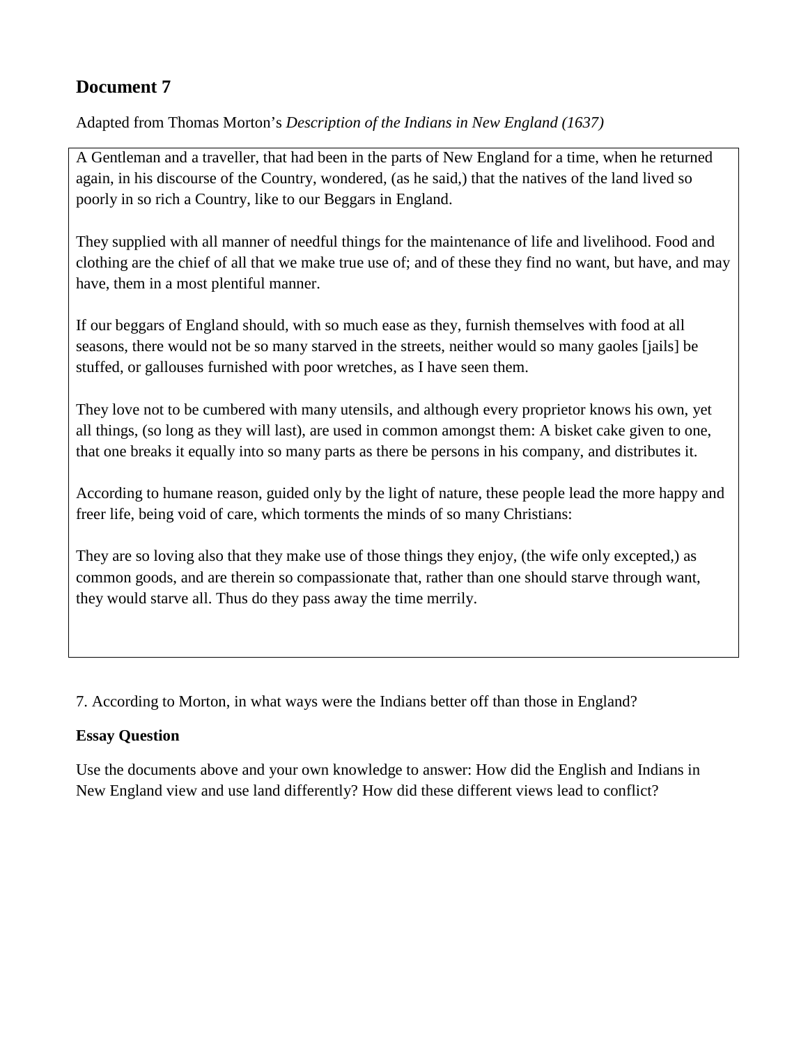## Document 7

Adapted from Thomas Morton's *Description of the Indians in New England (1637)*

A Gentleman and a traveller, that had been in the parts of New England for a time, when he returned again, in his discourse of the Country, wondered, (as he said,) that the natives of the land lived so poorly in so rich a Country, like to our Beggars in England.

They supplied with all manner of needful things for the maintenance of life and livelihood. Food and clothing are the chief of all that we make true use of; and of these they find no want, but have, and may have, them in a most plentiful manner.

If our beggars of England should, with so much ease as they, furnish themselves with food at all seasons, there would not be so many starved in the streets, neither would so many gaoles [jails] be stuffed, or gallouses furnished with poor wretches, as I have seen them.

They love not to be cumbered with many utensils, and although every proprietor knows his own, yet all things, (so long as they will last), are used in common amongst them: A bisket cake given to one, that one breaks it equally into so many parts as there be persons in his company, and distributes it.

According to humane reason, guided only by the light of nature, these people lead the more happy and freer life, being void of care, which torments the minds of so many Christians:

They are so loving also that they make use of those things they enjoy, (the wife only excepted,) as common goods, and are therein so compassionate that, rather than one should starve through want, they would starve all. Thus do they pass away the time merrily.

7. According to Morton, in what ways were the Indians better off than those in England?

**Essay Question**

Use the documents above and your own knowledge to answer: How did the English and Indians in New England view and use land differently? How did these different views lead to conflict?